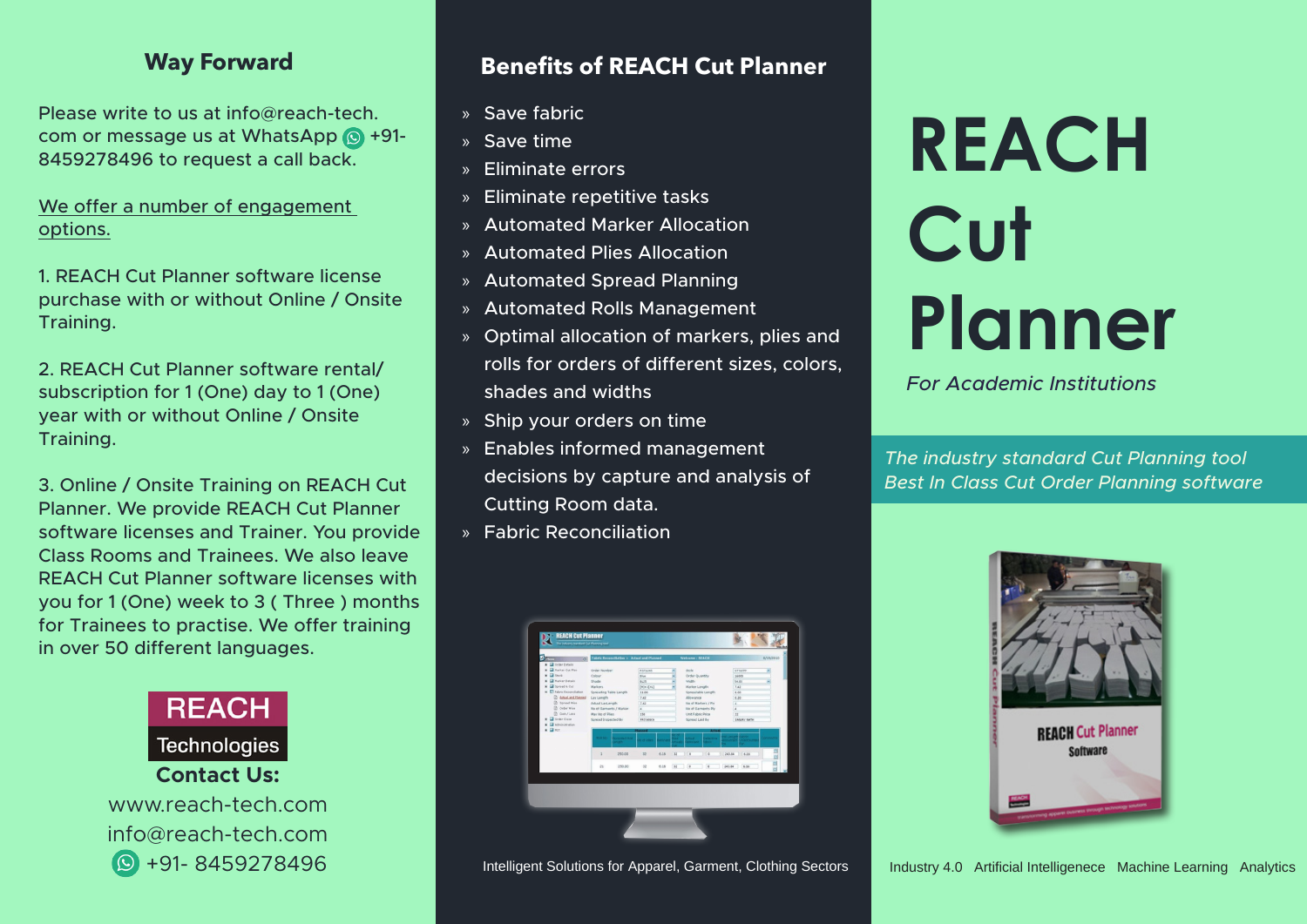## Way Forward

Please write to us at info@reach-tech.com or message us at WhatsApp +91-8459278496 to request a call back.

We offer a number of engagement options.

1. REACH Cut Planner software license purchase with or without Online / Onsite Training.

2. REACH Cut Planner software rental/ subscription for 1 (One) day to 1 (One) year with or without Online / Onsite Training.

3. Online / Onsite Training on REACH Cut Planner. We provide REACH Cut Planner software licenses and Trainer. You provide Class Rooms and Trainees. We also leave REACH Cut Planner software licenses with you for 1 (One) week to 3 ( Three ) months for Trainees to practise. We offer training in over 50 different languages.

REACH
Technologies

**Contact Us:**

www.reach-tech.com
info@reach-tech.com
+91- 8459278496

## Benefits of REACH Cut Planner

- Save fabric
- Save time
- Eliminate errors
- Eliminate repetitive tasks
- Automated Marker Allocation
- Automated Plies Allocation
- Automated Spread Planning
- Automated Rolls Management
- Optimal allocation of markers, plies and rolls for orders of different sizes, colors, shades and widths
- Ship your orders on time
- Enables informed management decisions by capture and analysis of Cutting Room data.
- Fabric Reconciliation

Intelligent Solutions for Apparel, Garment, Clothing Sectors

# REACH Cut Planner

*For Academic Institutions*

*The industry standard Cut Planning tool*
*Best In Class Cut Order Planning software*

Industry 4.0 Artificial Intelligenece Machine Learning Analytics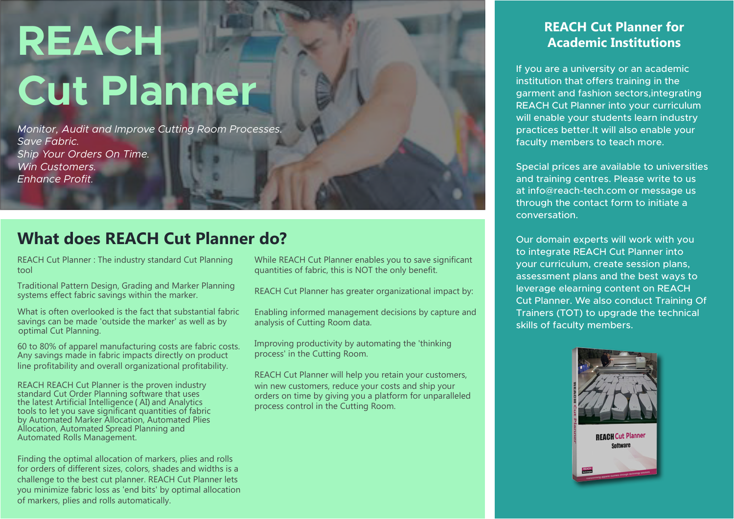# REACH Cut Planner

*Monitor, Audit and Improve Cutting Room Processes.*
*Save Fabric.*
*Ship Your Orders On Time.*
*Win Customers.*
*Enhance Profit.*

## What does REACH Cut Planner do?

REACH Cut Planner : The industry standard Cut Planning tool

Traditional Pattern Design, Grading and Marker Planning systems effect fabric savings within the marker.

What is often overlooked is the fact that substantial fabric savings can be made 'outside the marker' as well as by optimal Cut Planning.

60 to 80% of apparel manufacturing costs are fabric costs. Any savings made in fabric impacts directly on product line profitability and overall organizational profitability.

REACH REACH Cut Planner is the proven industry standard Cut Order Planning software that uses the latest Artificial Intelligence ( AI) and Analytics tools to let you save significant quantities of fabric by Automated Marker Allocation, Automated Plies Allocation, Automated Spread Planning and Automated Rolls Management.

Finding the optimal allocation of markers, plies and rolls for orders of different sizes, colors, shades and widths is a challenge to the best cut planner. REACH Cut Planner lets you minimize fabric loss as 'end bits' by optimal allocation of markers, plies and rolls automatically.

While REACH Cut Planner enables you to save significant quantities of fabric, this is NOT the only benefit.

REACH Cut Planner has greater organizational impact by:

Enabling informed management decisions by capture and analysis of Cutting Room data.

Improving productivity by automating the 'thinking process' in the Cutting Room.

REACH Cut Planner will help you retain your customers, win new customers, reduce your costs and ship your orders on time by giving you a platform for unparalleled process control in the Cutting Room.

## REACH Cut Planner for Academic Institutions

If you are a university or an academic institution that offers training in the garment and fashion sectors,integrating REACH Cut Planner into your curriculum will enable your students learn industry practices better.It will also enable your faculty members to teach more.

Special prices are available to universities and training centres. Please write to us at info@reach-tech.com or message us through the contact form to initiate a conversation.

Our domain experts will work with you to integrate REACH Cut Planner into your curriculum, create session plans, assessment plans and the best ways to leverage elearning content on REACH Cut Planner. We also conduct Training Of Trainers (TOT) to upgrade the technical skills of faculty members.